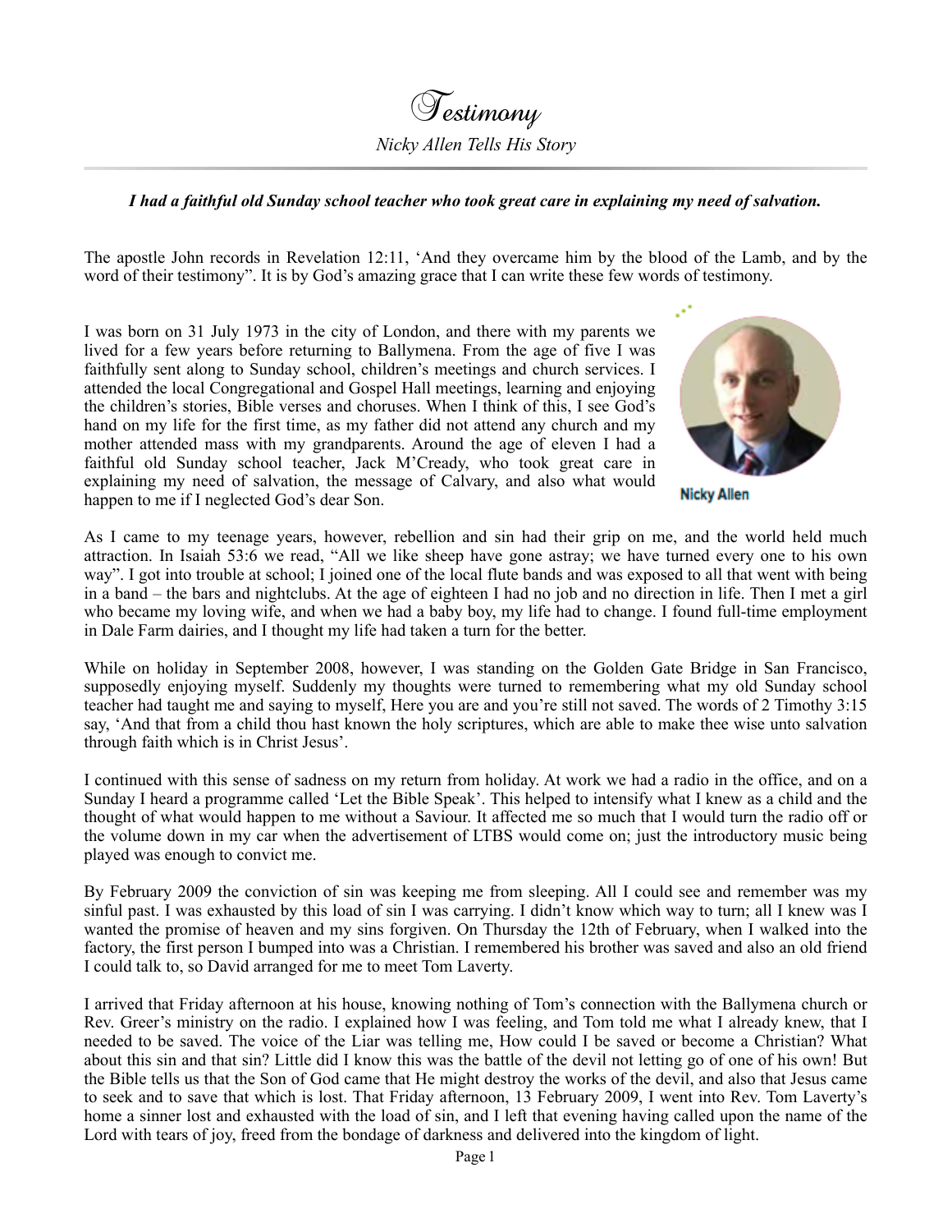# Testimony

*Nicky Allen Tells His Story*

***I had a faithful old Sunday school teacher who took great care in explaining my need of salvation.***

The apostle John records in Revelation 12:11, 'And they overcame him by the blood of the Lamb, and by the word of their testimony". It is by God's amazing grace that I can write these few words of testimony.

I was born on 31 July 1973 in the city of London, and there with my parents we lived for a few years before returning to Ballymena. From the age of five I was faithfully sent along to Sunday school, children's meetings and church services. I attended the local Congregational and Gospel Hall meetings, learning and enjoying the children's stories, Bible verses and choruses. When I think of this, I see God's hand on my life for the first time, as my father did not attend any church and my mother attended mass with my grandparents. Around the age of eleven I had a faithful old Sunday school teacher, Jack M'Cready, who took great care in explaining my need of salvation, the message of Calvary, and also what would happen to me if I neglected God's dear Son.

Nicky Allen

As I came to my teenage years, however, rebellion and sin had their grip on me, and the world held much attraction. In Isaiah 53:6 we read, "All we like sheep have gone astray; we have turned every one to his own way". I got into trouble at school; I joined one of the local flute bands and was exposed to all that went with being in a band – the bars and nightclubs. At the age of eighteen I had no job and no direction in life. Then I met a girl who became my loving wife, and when we had a baby boy, my life had to change. I found full-time employment in Dale Farm dairies, and I thought my life had taken a turn for the better.

While on holiday in September 2008, however, I was standing on the Golden Gate Bridge in San Francisco, supposedly enjoying myself. Suddenly my thoughts were turned to remembering what my old Sunday school teacher had taught me and saying to myself, Here you are and you're still not saved. The words of 2 Timothy 3:15 say, 'And that from a child thou hast known the holy scriptures, which are able to make thee wise unto salvation through faith which is in Christ Jesus'.

I continued with this sense of sadness on my return from holiday. At work we had a radio in the office, and on a Sunday I heard a programme called 'Let the Bible Speak'. This helped to intensify what I knew as a child and the thought of what would happen to me without a Saviour. It affected me so much that I would turn the radio off or the volume down in my car when the advertisement of LTBS would come on; just the introductory music being played was enough to convict me.

By February 2009 the conviction of sin was keeping me from sleeping. All I could see and remember was my sinful past. I was exhausted by this load of sin I was carrying. I didn't know which way to turn; all I knew was I wanted the promise of heaven and my sins forgiven. On Thursday the 12th of February, when I walked into the factory, the first person I bumped into was a Christian. I remembered his brother was saved and also an old friend I could talk to, so David arranged for me to meet Tom Laverty.

I arrived that Friday afternoon at his house, knowing nothing of Tom's connection with the Ballymena church or Rev. Greer's ministry on the radio. I explained how I was feeling, and Tom told me what I already knew, that I needed to be saved. The voice of the Liar was telling me, How could I be saved or become a Christian? What about this sin and that sin? Little did I know this was the battle of the devil not letting go of one of his own! But the Bible tells us that the Son of God came that He might destroy the works of the devil, and also that Jesus came to seek and to save that which is lost. That Friday afternoon, 13 February 2009, I went into Rev. Tom Laverty's home a sinner lost and exhausted with the load of sin, and I left that evening having called upon the name of the Lord with tears of joy, freed from the bondage of darkness and delivered into the kingdom of light.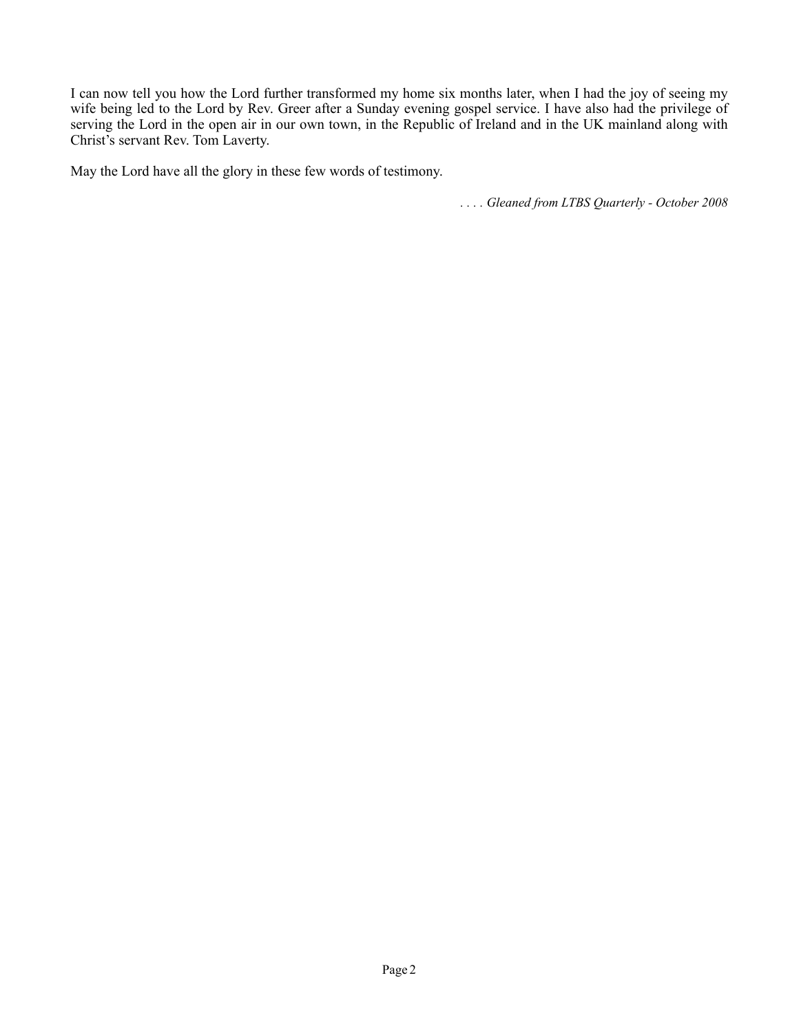I can now tell you how the Lord further transformed my home six months later, when I had the joy of seeing my wife being led to the Lord by Rev. Greer after a Sunday evening gospel service. I have also had the privilege of serving the Lord in the open air in our own town, in the Republic of Ireland and in the UK mainland along with Christ's servant Rev. Tom Laverty.

May the Lord have all the glory in these few words of testimony.

*. . . . Gleaned from LTBS Quarterly - October 2008*